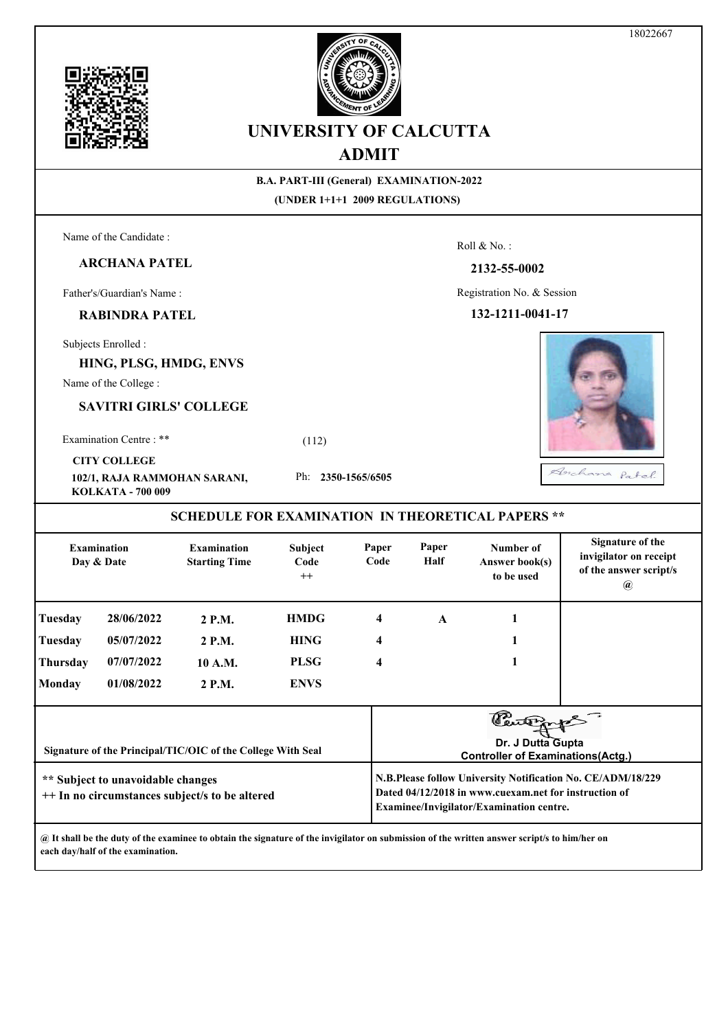18022667

# UNIVERSITY OF CALCUTTA

## ADMIT

**B.A. PART-III (General) EXAMINATION-2022**

**(UNDER 1+1+1 2009 REGULATIONS)**

Name of the Candidate :

**ARCHANA PATEL**

Roll & No. :

**2132-55-0002**

Father's/Guardian's Name :

**RABINDRA PATEL**

Registration No. & Session

**132-1211-0041-17**

Subjects Enrolled :

**HING, PLSG, HMDG, ENVS**

Name of the College :

**SAVITRI GIRLS' COLLEGE**

Examination Centre : ** (112)

**CITY COLLEGE**

**102/1, RAJA RAMMOHAN SARANI, KOLKATA - 700 009**

Ph: **2350-1565/6505**

Archana Patel

### SCHEDULE FOR EXAMINATION IN THEORETICAL PAPERS **

| Examination Day & Date | | Examination Starting Time | Subject Code ++ | Paper Code | Paper Half | Number of Answer book(s) to be used | Signature of the invigilator on receipt of the answer script/s @ |
|---|---|---|---|---|---|---|---|
| Tuesday | 28/06/2022 | 2 P.M. | HMDG | 4 | A | 1 | |
| Tuesday | 05/07/2022 | 2 P.M. | HING | 4 | | 1 | |
| Thursday | 07/07/2022 | 10 A.M. | PLSG | 4 | | 1 | |
| Monday | 01/08/2022 | 2 P.M. | ENVS | | | | |

Signature of the Principal/TIC/OIC of the College With Seal

Dr. J Dutta Gupta
Controller of Examinations(Actg.)

** Subject to unavoidable changes
++ In no circumstances subject/s to be altered

N.B.Please follow University Notification No. CE/ADM/18/229 Dated 04/12/2018 in www.cuexam.net for instruction of Examinee/Invigilator/Examination centre.

@ It shall be the duty of the examinee to obtain the signature of the invigilator on submission of the written answer script/s to him/her on each day/half of the examination.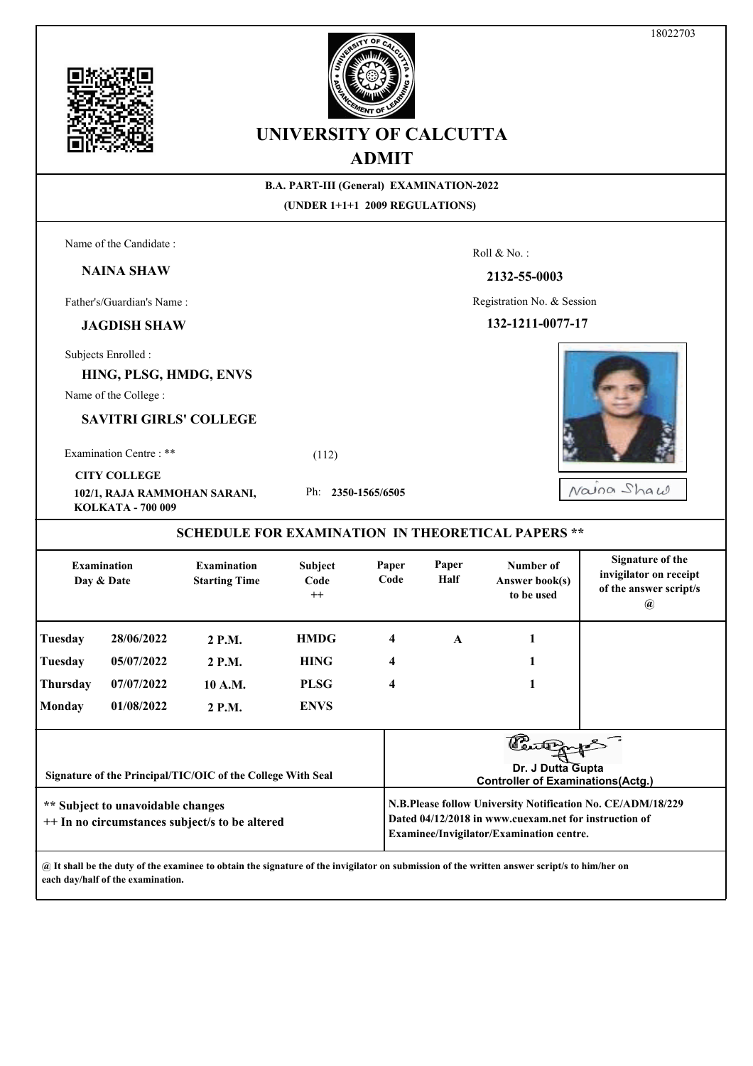18022703

# UNIVERSITY OF CALCUTTA

## ADMIT

**B.A. PART-III (General) EXAMINATION-2022**

**(UNDER 1+1+1 2009 REGULATIONS)**

Name of the Candidate :

**NAINA SHAW**

Roll & No. :

**2132-55-0003**

Father's/Guardian's Name :

**JAGDISH SHAW**

Registration No. & Session

**132-1211-0077-17**

Subjects Enrolled :

**HING, PLSG, HMDG, ENVS**

Name of the College :

**SAVITRI GIRLS' COLLEGE**

Examination Centre : ** (112)

**CITY COLLEGE**
**102/1, RAJA RAMMOHAN SARANI, KOLKATA - 700 009**

Ph: **2350-1565/6505**

Naina Shaw

### SCHEDULE FOR EXAMINATION IN THEORETICAL PAPERS **

| Examination Day & Date | | Examination Starting Time | Subject Code ++ | Paper Code | Paper Half | Number of Answer book(s) to be used | Signature of the invigilator on receipt of the answer script/s @ |
|---|---|---|---|---|---|---|---|
| Tuesday | 28/06/2022 | 2 P.M. | HMDG | 4 | A | 1 | |
| Tuesday | 05/07/2022 | 2 P.M. | HING | 4 | | 1 | |
| Thursday | 07/07/2022 | 10 A.M. | PLSG | 4 | | 1 | |
| Monday | 01/08/2022 | 2 P.M. | ENVS | | | | |

**Signature of the Principal/TIC/OIC of the College With Seal**

**Dr. J Dutta Gupta**
**Controller of Examinations(Actg.)**

**** Subject to unavoidable changes**
**++ In no circumstances subject/s to be altered**

**N.B.Please follow University Notification No. CE/ADM/18/229 Dated 04/12/2018 in www.cuexam.net for instruction of Examinee/Invigilator/Examination centre.**

**@ It shall be the duty of the examinee to obtain the signature of the invigilator on submission of the written answer script/s to him/her on each day/half of the examination.**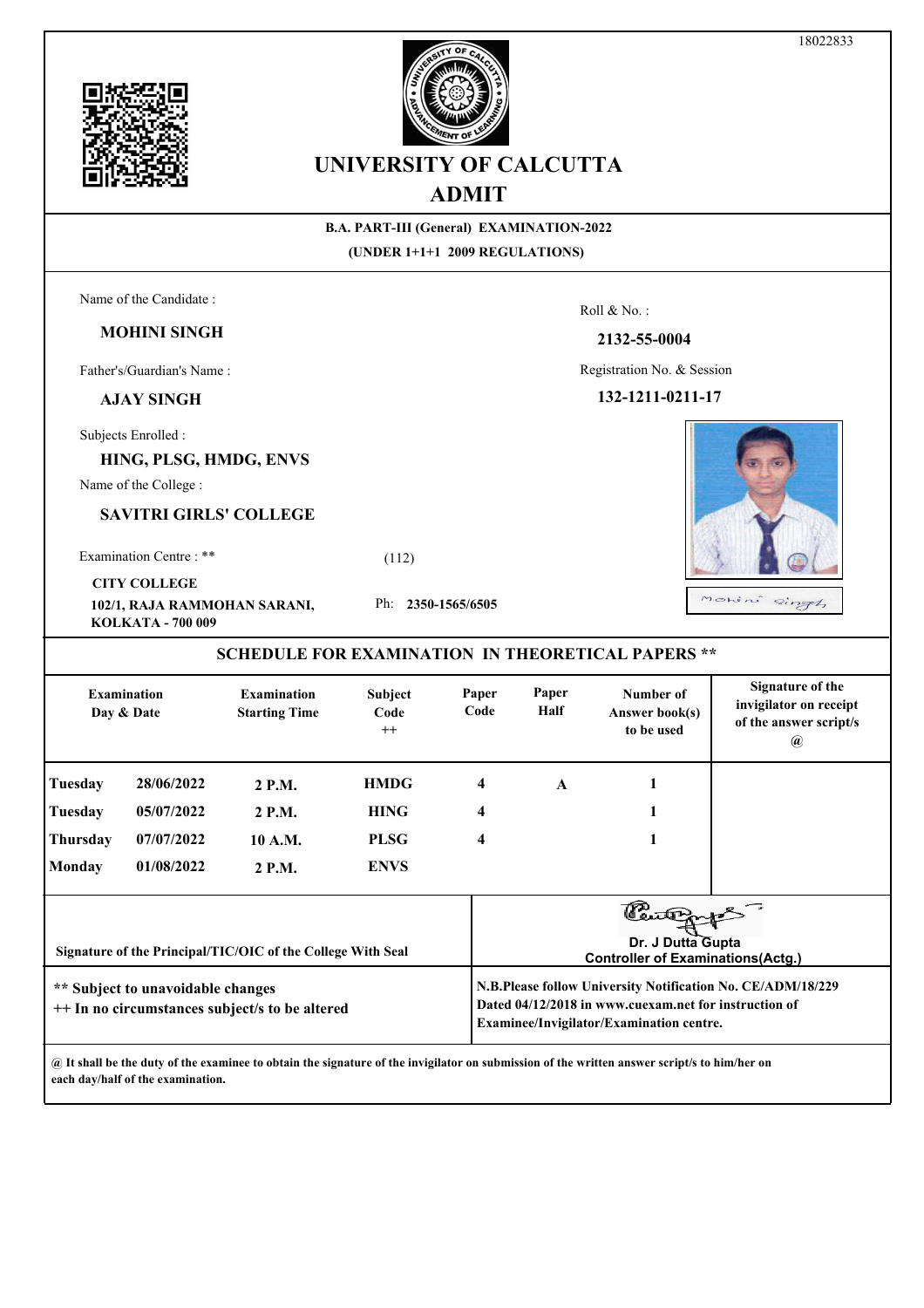18022833

# UNIVERSITY OF CALCUTTA

## ADMIT

**B.A. PART-III (General) EXAMINATION-2022**

**(UNDER 1+1+1 2009 REGULATIONS)**

Name of the Candidate :

**MOHINI SINGH**

Roll & No. :

**2132-55-0004**

Father's/Guardian's Name :

**AJAY SINGH**

Registration No. & Session

**132-1211-0211-17**

Subjects Enrolled :

**HING, PLSG, HMDG, ENVS**

Name of the College :

**SAVITRI GIRLS' COLLEGE**

Examination Centre : ** (112)

**CITY COLLEGE**

**102/1, RAJA RAMMOHAN SARANI, KOLKATA - 700 009**

Ph: **2350-1565/6505**

Mohini Singh

### SCHEDULE FOR EXAMINATION IN THEORETICAL PAPERS **

| Examination Day | Examination Date | Examination Starting Time | Subject Code ++ | Paper Code | Paper Half | Number of Answer book(s) to be used | Signature of the invigilator on receipt of the answer script/s @ |
|---|---|---|---|---|---|---|---|
| Tuesday | 28/06/2022 | 2 P.M. | HMDG | 4 | A | 1 | |
| Tuesday | 05/07/2022 | 2 P.M. | HING | 4 | | 1 | |
| Thursday | 07/07/2022 | 10 A.M. | PLSG | 4 | | 1 | |
| Monday | 01/08/2022 | 2 P.M. | ENVS | | | | |

Signature of the Principal/TIC/OIC of the College With Seal

Dr. J Dutta Gupta
Controller of Examinations(Actg.)

** Subject to unavoidable changes
++ In no circumstances subject/s to be altered

N.B.Please follow University Notification No. CE/ADM/18/229 Dated 04/12/2018 in www.cuexam.net for instruction of Examinee/Invigilator/Examination centre.

@ It shall be the duty of the examinee to obtain the signature of the invigilator on submission of the written answer script/s to him/her on each day/half of the examination.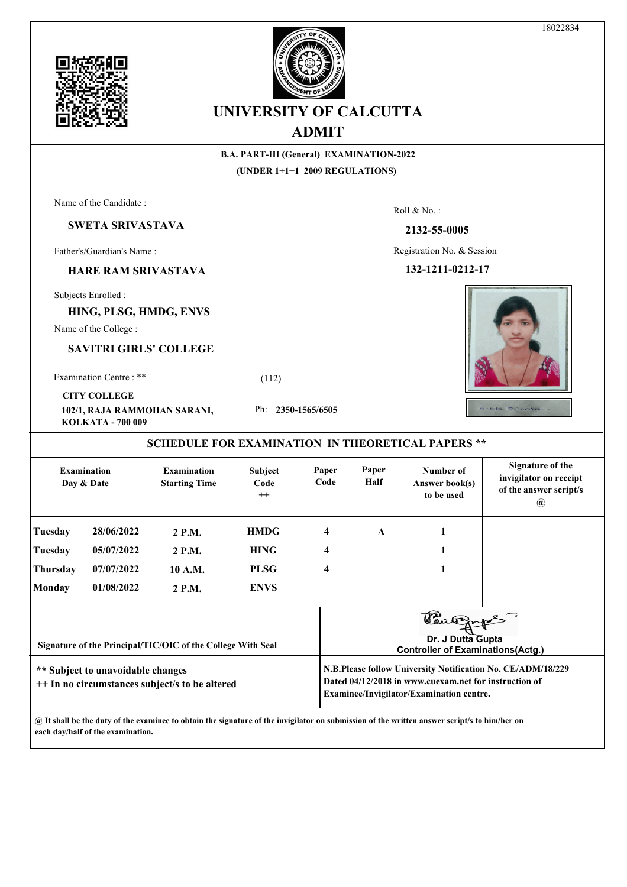18022834

# UNIVERSITY OF CALCUTTA

## ADMIT

**B.A. PART-III (General) EXAMINATION-2022**

**(UNDER 1+1+1 2009 REGULATIONS)**

Name of the Candidate :

**SWETA SRIVASTAVA**

Roll & No. :

**2132-55-0005**

Father's/Guardian's Name :

**HARE RAM SRIVASTAVA**

Registration No. & Session

**132-1211-0212-17**

Subjects Enrolled :

**HING, PLSG, HMDG, ENVS**

Name of the College :

**SAVITRI GIRLS' COLLEGE**

Examination Centre : ** (112)

**CITY COLLEGE**
**102/1, RAJA RAMMOHAN SARANI,**
**KOLKATA - 700 009**

Ph: **2350-1565/6505**

### SCHEDULE FOR EXAMINATION IN THEORETICAL PAPERS **

| Examination Day & Date | | Examination Starting Time | Subject Code ++ | Paper Code | Paper Half | Number of Answer book(s) to be used | Signature of the invigilator on receipt of the answer script/s @ |
|---|---|---|---|---|---|---|---|
| Tuesday | 28/06/2022 | 2 P.M. | HMDG | 4 | A | 1 | |
| Tuesday | 05/07/2022 | 2 P.M. | HING | 4 | | 1 | |
| Thursday | 07/07/2022 | 10 A.M. | PLSG | 4 | | 1 | |
| Monday | 01/08/2022 | 2 P.M. | ENVS | | | | |

Signature of the Principal/TIC/OIC of the College With Seal

Dr. J Dutta Gupta
Controller of Examinations(Actg.)

** Subject to unavoidable changes
++ In no circumstances subject/s to be altered

N.B.Please follow University Notification No. CE/ADM/18/229 Dated 04/12/2018 in www.cuexam.net for instruction of Examinee/Invigilator/Examination centre.

@ It shall be the duty of the examinee to obtain the signature of the invigilator on submission of the written answer script/s to him/her on each day/half of the examination.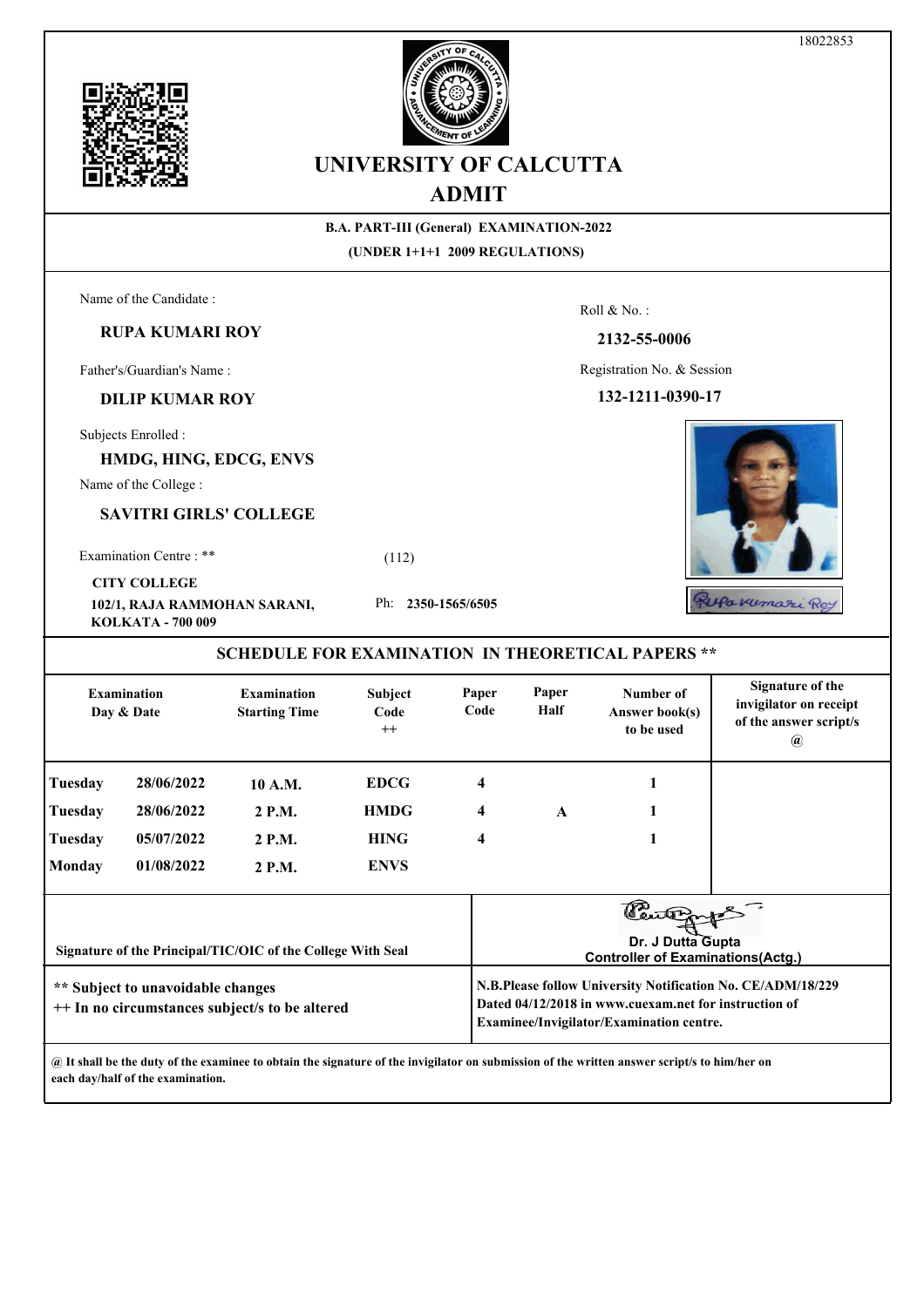18022853

# UNIVERSITY OF CALCUTTA
## ADMIT

**B.A. PART-III (General) EXAMINATION-2022**
**(UNDER 1+1+1 2009 REGULATIONS)**

Name of the Candidate :
**RUPA KUMARI ROY**

Roll & No. :
**2132-55-0006**

Father's/Guardian's Name :
**DILIP KUMAR ROY**

Registration No. & Session
**132-1211-0390-17**

Subjects Enrolled :
**HMDG, HING, EDCG, ENVS**

Name of the College :
**SAVITRI GIRLS' COLLEGE**

Examination Centre : ** (112)
**CITY COLLEGE**
**102/1, RAJA RAMMOHAN SARANI,**
**KOLKATA - 700 009**
Ph: **2350-1565/6505**

### SCHEDULE FOR EXAMINATION IN THEORETICAL PAPERS **

| Examination Day | Examination Date | Examination Starting Time | Subject Code ++ | Paper Code | Paper Half | Number of Answer book(s) to be used | Signature of the invigilator on receipt of the answer script/s @ |
|---|---|---|---|---|---|---|---|
| Tuesday | 28/06/2022 | 10 A.M. | EDCG | 4 | | 1 | |
| Tuesday | 28/06/2022 | 2 P.M. | HMDG | 4 | A | 1 | |
| Tuesday | 05/07/2022 | 2 P.M. | HING | 4 | | 1 | |
| Monday | 01/08/2022 | 2 P.M. | ENVS | | | | |

**Signature of the Principal/TIC/OIC of the College With Seal**

Dr. J Dutta Gupta
Controller of Examinations(Actg.)

** Subject to unavoidable changes
++ In no circumstances subject/s to be altered

**N.B.Please follow University Notification No. CE/ADM/18/229 Dated 04/12/2018 in www.cuexam.net for instruction of Examinee/Invigilator/Examination centre.**

**@ It shall be the duty of the examinee to obtain the signature of the invigilator on submission of the written answer script/s to him/her on each day/half of the examination.**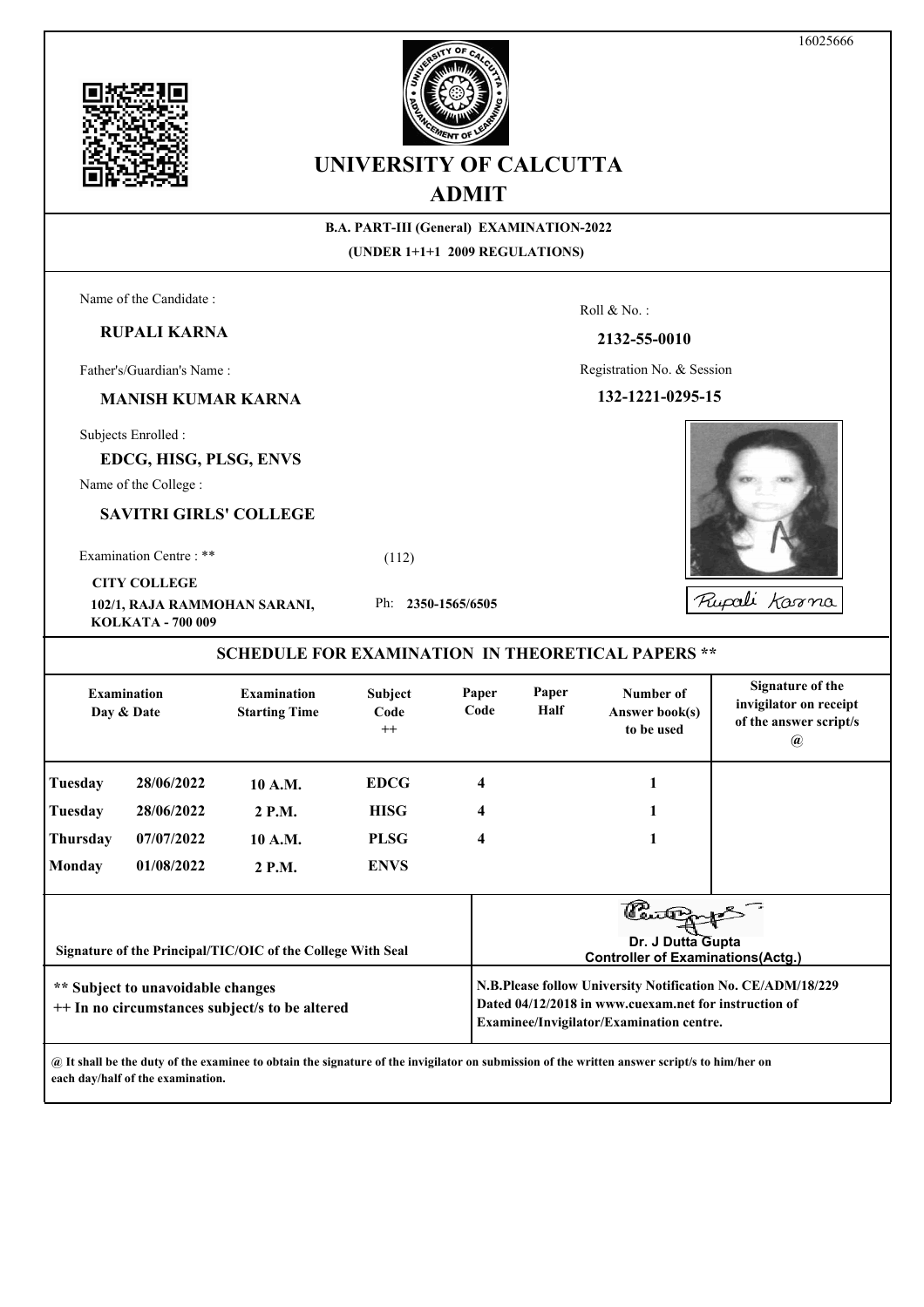16025666

# UNIVERSITY OF CALCUTTA

## ADMIT

**B.A. PART-III (General) EXAMINATION-2022**

**(UNDER 1+1+1 2009 REGULATIONS)**

Name of the Candidate :

**RUPALI KARNA**

Roll & No. :

**2132-55-0010**

Father's/Guardian's Name :

**MANISH KUMAR KARNA**

Registration No. & Session

**132-1221-0295-15**

Subjects Enrolled :

**EDCG, HISG, PLSG, ENVS**

Name of the College :

**SAVITRI GIRLS' COLLEGE**

Examination Centre : ** (112)

**CITY COLLEGE**

**102/1, RAJA RAMMOHAN SARANI, KOLKATA - 700 009**

Ph: **2350-1565/6505**

Rupali Karna

### SCHEDULE FOR EXAMINATION IN THEORETICAL PAPERS **

| Examination Day & Date | | Examination Starting Time | Subject Code ++ | Paper Code | Paper Half | Number of Answer book(s) to be used | Signature of the invigilator on receipt of the answer script/s @ |
|---|---|---|---|---|---|---|---|
| Tuesday | 28/06/2022 | 10 A.M. | EDCG | 4 | | 1 | |
| Tuesday | 28/06/2022 | 2 P.M. | HISG | 4 | | 1 | |
| Thursday | 07/07/2022 | 10 A.M. | PLSG | 4 | | 1 | |
| Monday | 01/08/2022 | 2 P.M. | ENVS | | | | |

Signature of the Principal/TIC/OIC of the College With Seal

Dr. J Dutta Gupta
Controller of Examinations(Actg.)

** Subject to unavoidable changes
++ In no circumstances subject/s to be altered

N.B.Please follow University Notification No. CE/ADM/18/229 Dated 04/12/2018 in www.cuexam.net for instruction of Examinee/Invigilator/Examination centre.

@ It shall be the duty of the examinee to obtain the signature of the invigilator on submission of the written answer script/s to him/her on each day/half of the examination.